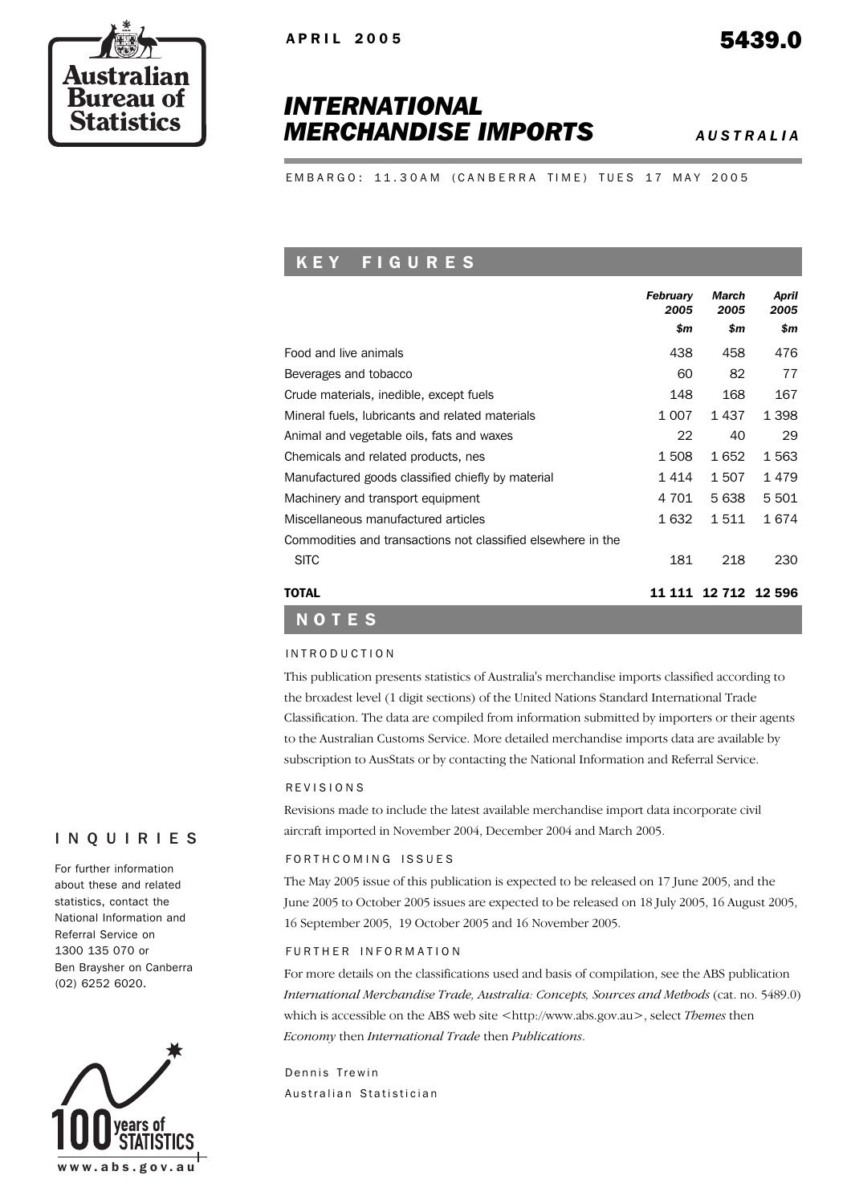APRIL 2005 **5439.0**

# *INTERNATIONAL MERCHANDISE IMPORTS*

*AUSTRALIA*

EMBARGO: 11.30AM (CANBERRA TIME) TUES 17 MAY 2005

## KEY FIGURES

| | *February 2005* | *March 2005* | *April 2005* |
|---|---|---|---|
| | *$m* | *$m* | *$m* |
| Food and live animals | 438 | 458 | 476 |
| Beverages and tobacco | 60 | 82 | 77 |
| Crude materials, inedible, except fuels | 148 | 168 | 167 |
| Mineral fuels, lubricants and related materials | 1 007 | 1 437 | 1 398 |
| Animal and vegetable oils, fats and waxes | 22 | 40 | 29 |
| Chemicals and related products, nes | 1 508 | 1 652 | 1 563 |
| Manufactured goods classified chiefly by material | 1 414 | 1 507 | 1 479 |
| Machinery and transport equipment | 4 701 | 5 638 | 5 501 |
| Miscellaneous manufactured articles | 1 632 | 1 511 | 1 674 |
| Commodities and transactions not classified elsewhere in the SITC | 181 | 218 | 230 |
| **TOTAL** | **11 111** | **12 712** | **12 596** |

## NOTES

### INTRODUCTION

This publication presents statistics of Australia's merchandise imports classified according to the broadest level (1 digit sections) of the United Nations Standard International Trade Classification. The data are compiled from information submitted by importers or their agents to the Australian Customs Service. More detailed merchandise imports data are available by subscription to AusStats or by contacting the National Information and Referral Service.

### REVISIONS

Revisions made to include the latest available merchandise import data incorporate civil aircraft imported in November 2004, December 2004 and March 2005.

### FORTHCOMING ISSUES

The May 2005 issue of this publication is expected to be released on 17 June 2005, and the June 2005 to October 2005 issues are expected to be released on 18 July 2005, 16 August 2005, 16 September 2005, 19 October 2005 and 16 November 2005.

### FURTHER INFORMATION

For more details on the classifications used and basis of compilation, see the ABS publication *International Merchandise Trade, Australia: Concepts, Sources and Methods* (cat. no. 5489.0) which is accessible on the ABS web site <http://www.abs.gov.au>, select *Themes* then *Economy* then *International Trade* then *Publications*.

Dennis Trewin
Australian Statistician

## INQUIRIES

For further information about these and related statistics, contact the National Information and Referral Service on 1300 135 070 or Ben Braysher on Canberra (02) 6252 6020.

www.abs.gov.au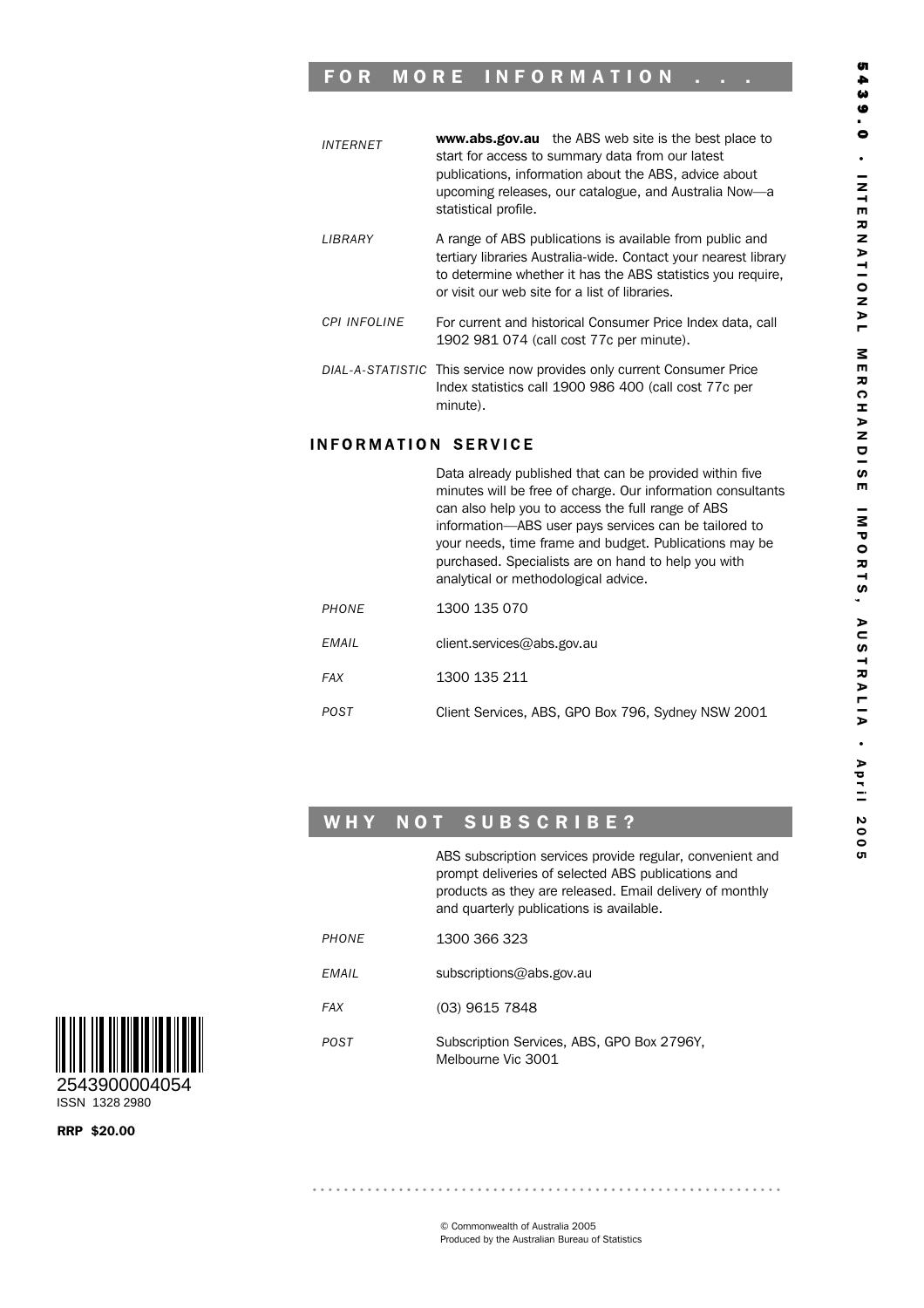## FOR MORE INFORMATION . . .

| | |
|---|---|
| *INTERNET* | **www.abs.gov.au** the ABS web site is the best place to start for access to summary data from our latest publications, information about the ABS, advice about upcoming releases, our catalogue, and Australia Now—a statistical profile. |
| *LIBRARY* | A range of ABS publications is available from public and tertiary libraries Australia-wide. Contact your nearest library to determine whether it has the ABS statistics you require, or visit our web site for a list of libraries. |
| *CPI INFOLINE* | For current and historical Consumer Price Index data, call 1902 981 074 (call cost 77c per minute). |
| *DIAL-A-STATISTIC* | This service now provides only current Consumer Price Index statistics call 1900 986 400 (call cost 77c per minute). |

### INFORMATION SERVICE

Data already published that can be provided within five minutes will be free of charge. Our information consultants can also help you to access the full range of ABS information—ABS user pays services can be tailored to your needs, time frame and budget. Publications may be purchased. Specialists are on hand to help you with analytical or methodological advice.

| | |
|---|---|
| *PHONE* | 1300 135 070 |
| *EMAIL* | client.services@abs.gov.au |
| *FAX* | 1300 135 211 |
| *POST* | Client Services, ABS, GPO Box 796, Sydney NSW 2001 |

## WHY NOT SUBSCRIBE?

ABS subscription services provide regular, convenient and prompt deliveries of selected ABS publications and products as they are released. Email delivery of monthly and quarterly publications is available.

| | |
|---|---|
| *PHONE* | 1300 366 323 |
| *EMAIL* | subscriptions@abs.gov.au |
| *FAX* | (03) 9615 7848 |
| *POST* | Subscription Services, ABS, GPO Box 2796Y, Melbourne Vic 3001 |

2543900004054

ISSN 1328 2980

**RRP $20.00**

© Commonwealth of Australia 2005
Produced by the Australian Bureau of Statistics